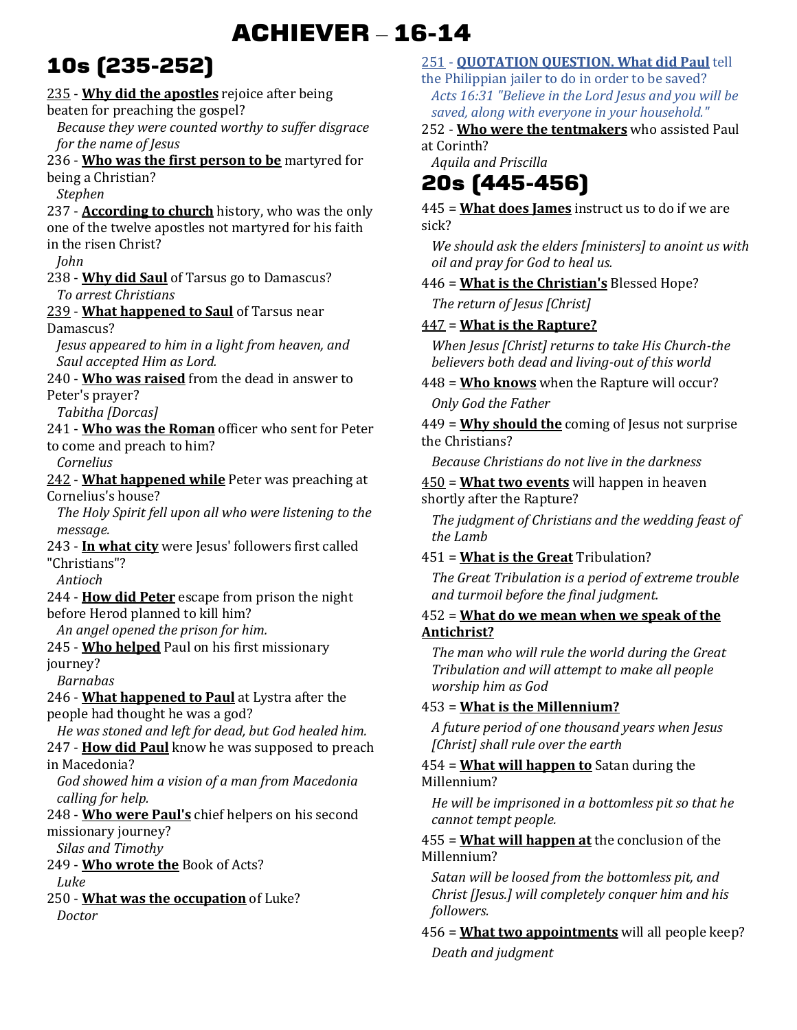# ACHIEVER – 16-14

## 10s (235-252)

235 - **Why did the apostles** rejoice after being beaten for preaching the gospel?
*Because they were counted worthy to suffer disgrace for the name of Jesus*

236 - **Who was the first person to be** martyred for being a Christian?
*Stephen*

237 - **According to church** history, who was the only one of the twelve apostles not martyred for his faith in the risen Christ?
*John*

238 - **Why did Saul** of Tarsus go to Damascus?
*To arrest Christians*

239 - **What happened to Saul** of Tarsus near Damascus?
*Jesus appeared to him in a light from heaven, and Saul accepted Him as Lord.*

240 - **Who was raised** from the dead in answer to Peter's prayer?
*Tabitha [Dorcas]*

241 - **Who was the Roman** officer who sent for Peter to come and preach to him?
*Cornelius*

242 - **What happened while** Peter was preaching at Cornelius's house?
*The Holy Spirit fell upon all who were listening to the message.*

243 - **In what city** were Jesus' followers first called "Christians"?
*Antioch*

244 - **How did Peter** escape from prison the night before Herod planned to kill him?
*An angel opened the prison for him.*

245 - **Who helped** Paul on his first missionary journey?
*Barnabas*

246 - **What happened to Paul** at Lystra after the people had thought he was a god?
*He was stoned and left for dead, but God healed him.*

247 - **How did Paul** know he was supposed to preach in Macedonia?
*God showed him a vision of a man from Macedonia calling for help.*

248 - **Who were Paul's** chief helpers on his second missionary journey?
*Silas and Timothy*

249 - **Who wrote the** Book of Acts?
*Luke*

250 - **What was the occupation** of Luke?
*Doctor*

251 - **QUOTATION QUESTION. What did Paul** tell the Philippian jailer to do in order to be saved?
*Acts 16:31 "Believe in the Lord Jesus and you will be saved, along with everyone in your household."*

252 - **Who were the tentmakers** who assisted Paul at Corinth?
*Aquila and Priscilla*

## 20s (445-456)

445 = **What does James** instruct us to do if we are sick?
*We should ask the elders [ministers] to anoint us with oil and pray for God to heal us.*

446 = **What is the Christian's** Blessed Hope?
*The return of Jesus [Christ]*

447 = **What is the Rapture?**
*When Jesus [Christ] returns to take His Church-the believers both dead and living-out of this world*

448 = **Who knows** when the Rapture will occur?
*Only God the Father*

449 = **Why should the** coming of Jesus not surprise the Christians?
*Because Christians do not live in the darkness*

450 = **What two events** will happen in heaven shortly after the Rapture?
*The judgment of Christians and the wedding feast of the Lamb*

451 = **What is the Great** Tribulation?
*The Great Tribulation is a period of extreme trouble and turmoil before the final judgment.*

452 = **What do we mean when we speak of the Antichrist?**
*The man who will rule the world during the Great Tribulation and will attempt to make all people worship him as God*

453 = **What is the Millennium?**
*A future period of one thousand years when Jesus [Christ] shall rule over the earth*

454 = **What will happen to** Satan during the Millennium?
*He will be imprisoned in a bottomless pit so that he cannot tempt people.*

455 = **What will happen at** the conclusion of the Millennium?
*Satan will be loosed from the bottomless pit, and Christ [Jesus.] will completely conquer him and his followers.*

456 = **What two appointments** will all people keep?
*Death and judgment*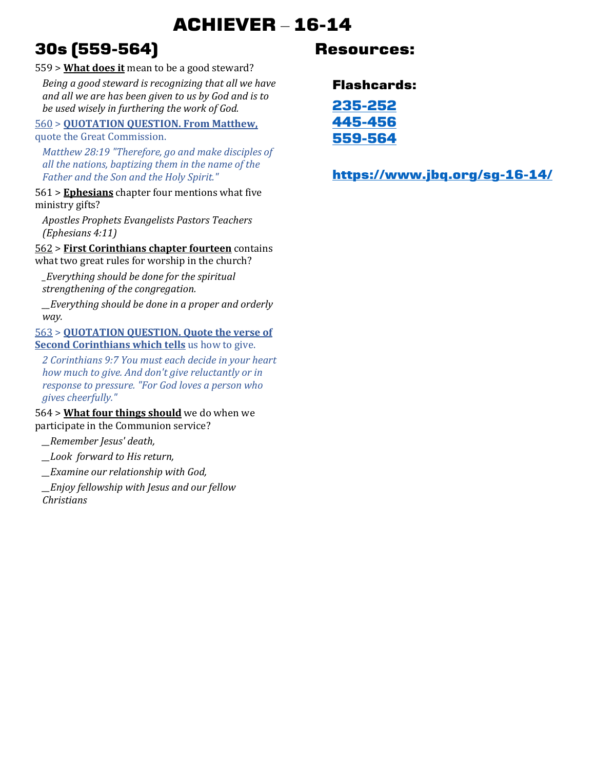# ACHIEVER – 16-14

## 30s (559-564)

559 > **What does it** mean to be a good steward?

*Being a good steward is recognizing that all we have and all we are has been given to us by God and is to be used wisely in furthering the work of God.*

560 > **QUOTATION QUESTION. From Matthew,** quote the Great Commission.

*Matthew 28:19 "Therefore, go and make disciples of all the nations, baptizing them in the name of the Father and the Son and the Holy Spirit."*

561 > **Ephesians** chapter four mentions what five ministry gifts?

*Apostles Prophets Evangelists Pastors Teachers (Ephesians 4:11)*

562 > **First Corinthians chapter fourteen** contains what two great rules for worship in the church?

_*Everything should be done for the spiritual strengthening of the congregation.*

__*Everything should be done in a proper and orderly way.*

563 > **QUOTATION QUESTION. Quote the verse of Second Corinthians which tells** us how to give.

*2 Corinthians 9:7 You must each decide in your heart how much to give. And don't give reluctantly or in response to pressure. "For God loves a person who gives cheerfully."*

564 > **What four things should** we do when we participate in the Communion service?

__*Remember Jesus' death,*

__*Look forward to His return,*

__*Examine our relationship with God,*

__*Enjoy fellowship with Jesus and our fellow Christians*

## Resources:

### Flashcards:

[235-252]
[445-456]
[559-564]

https://www.jbq.org/sg-16-14/